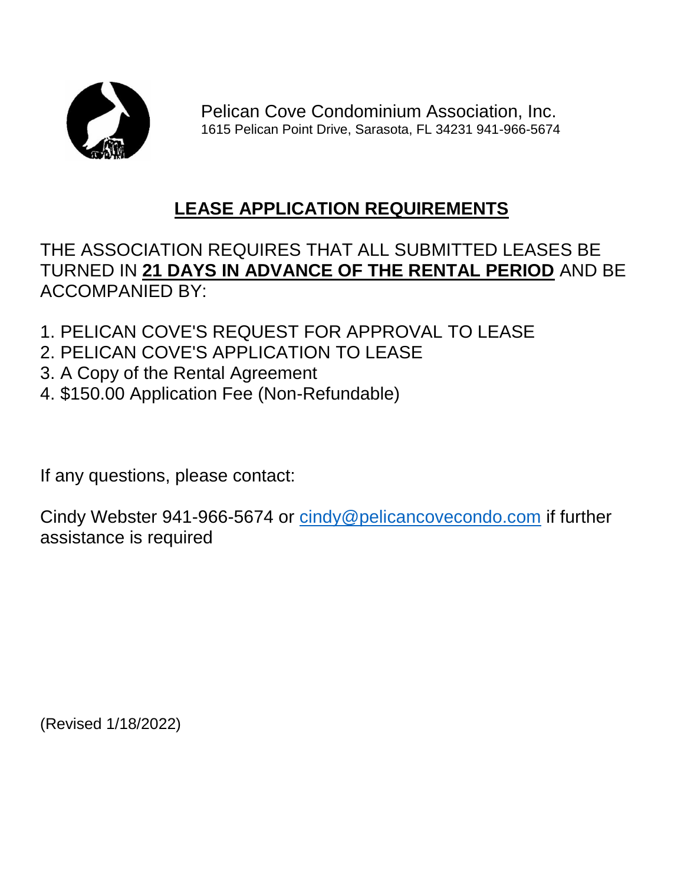Pelican Cove Condominium Association, Inc.
1615 Pelican Point Drive, Sarasota, FL 34231 941-966-5674

# LEASE APPLICATION REQUIREMENTS

THE ASSOCIATION REQUIRES THAT ALL SUBMITTED LEASES BE TURNED IN **21 DAYS IN ADVANCE OF THE RENTAL PERIOD** AND BE ACCOMPANIED BY:

1. PELICAN COVE'S REQUEST FOR APPROVAL TO LEASE
2. PELICAN COVE'S APPLICATION TO LEASE
3. A Copy of the Rental Agreement
4. $150.00 Application Fee (Non-Refundable)

If any questions, please contact:

Cindy Webster 941-966-5674 or cindy@pelicancovecondo.com if further assistance is required

(Revised 1/18/2022)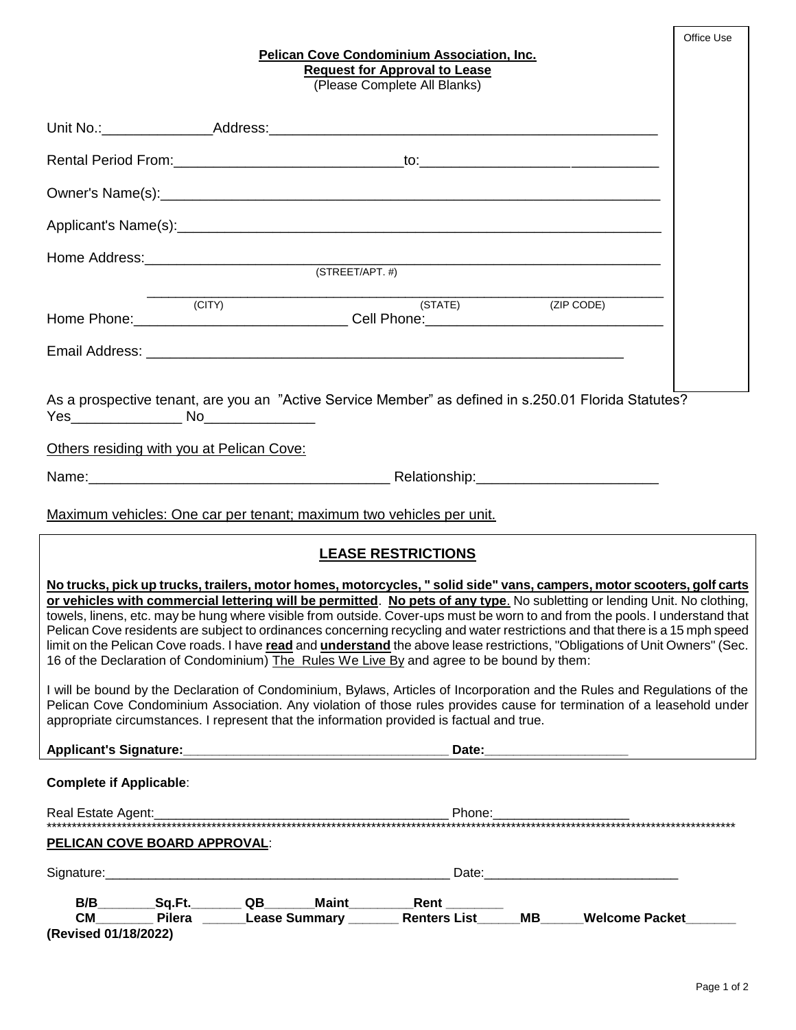Office Use

**Pelican Cove Condominium Association, Inc.**
**Request for Approval to Lease**
(Please Complete All Blanks)

Unit No.:______________Address:_______________________________________________

Rental Period From:_____________________________to:______________________________

Owner's Name(s):_____________________________________________________________

Applicant's Name(s):__________________________________________________________

Home Address:_______________________________________________________________
(STREET/APT. #)

_____________________________________________________________________
(CITY) (STATE) (ZIP CODE)

Home Phone:___________________________ Cell Phone:______________________________

Email Address: ______________________________________________________________

As a prospective tenant, are you an "Active Service Member" as defined in s.250.01 Florida Statutes?
Yes______________ No______________

Others residing with you at Pelican Cove:

Name:_______________________________________ Relationship:_______________________

Maximum vehicles: One car per tenant; maximum two vehicles per unit.

## LEASE RESTRICTIONS

**No trucks, pick up trucks, trailers, motor homes, motorcycles, " solid side" vans, campers, motor scooters, golf carts or vehicles with commercial lettering will be permitted**. **No pets of any type**. No subletting or lending Unit. No clothing, towels, linens, etc. may be hung where visible from outside. Cover-ups must be worn to and from the pools. I understand that Pelican Cove residents are subject to ordinances concerning recycling and water restrictions and that there is a 15 mph speed limit on the Pelican Cove roads. I have **read** and **understand** the above lease restrictions, "Obligations of Unit Owners" (Sec. 16 of the Declaration of Condominium) The Rules We Live By and agree to be bound by them:

I will be bound by the Declaration of Condominium, Bylaws, Articles of Incorporation and the Rules and Regulations of the Pelican Cove Condominium Association. Any violation of those rules provides cause for termination of a leasehold under appropriate circumstances. I represent that the information provided is factual and true.

**Applicant's Signature:**____________________________________ **Date:**___________________

**Complete if Applicable**:

Real Estate Agent:_________________________________________ Phone:__________________

*****************************************************************************************************************************

**PELICAN COVE BOARD APPROVAL**:

Signature:_________________________________________________ Date:___________________________

**B/B**________**Sq.Ft.**_______ **QB**_______**Maint**_________**Rent** ________
**CM**________ **Pilera** ______**Lease Summary** _______ **Renters List**______**MB**______**Welcome Packet**_______

**(Revised 01/18/2022)**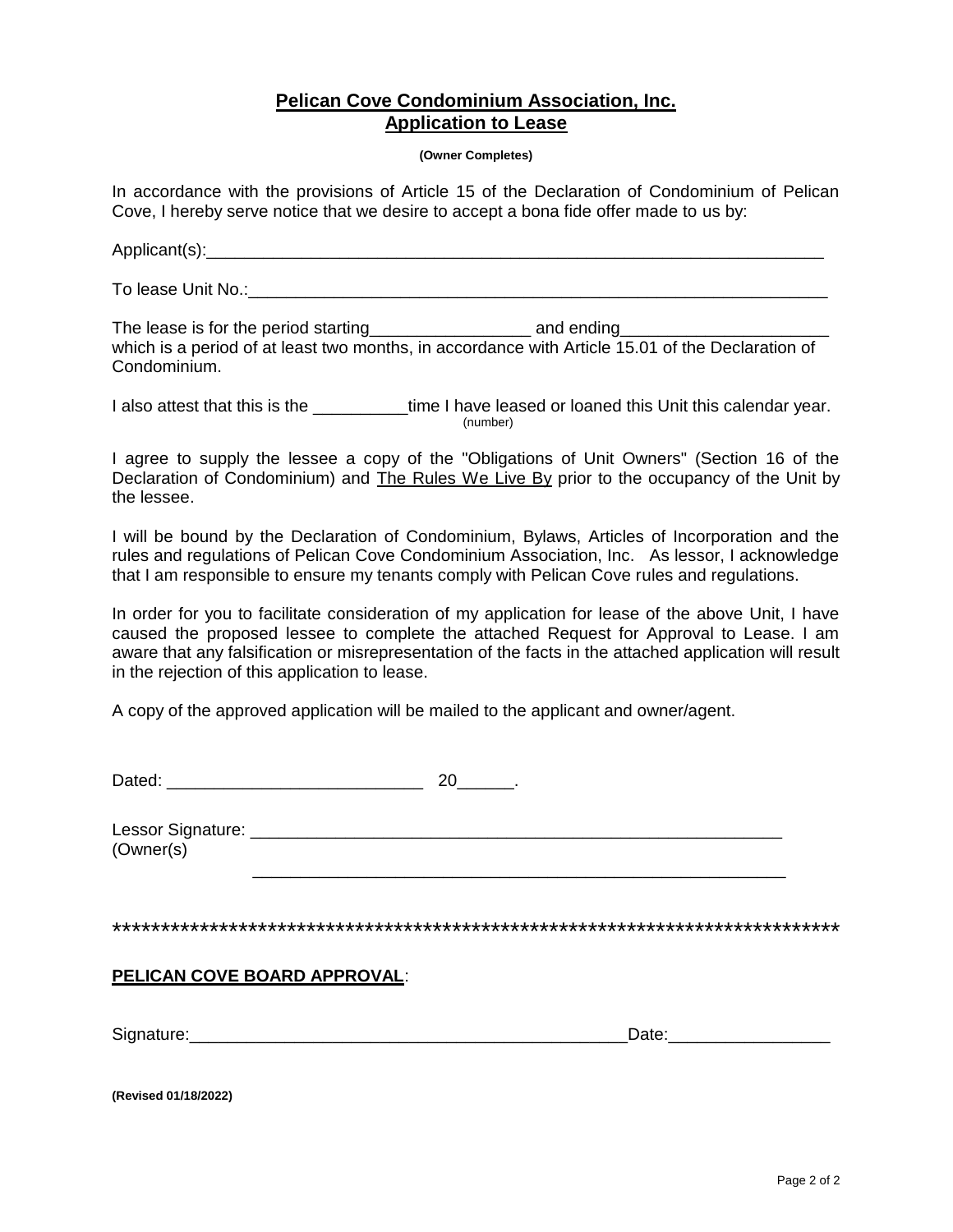# **Pelican Cove Condominium Association, Inc.**
## **Application to Lease**

**(Owner Completes)**

In accordance with the provisions of Article 15 of the Declaration of Condominium of Pelican Cove, I hereby serve notice that we desire to accept a bona fide offer made to us by:

Applicant(s):_____________________________________________________________________

To lease Unit No.:_________________________________________________________________

The lease is for the period starting_________________ and ending______________________ which is a period of at least two months, in accordance with Article 15.01 of the Declaration of Condominium.

I also attest that this is the __________time I have leased or loaned this Unit this calendar year.
(number)

I agree to supply the lessee a copy of the "Obligations of Unit Owners" (Section 16 of the Declaration of Condominium) and The Rules We Live By prior to the occupancy of the Unit by the lessee.

I will be bound by the Declaration of Condominium, Bylaws, Articles of Incorporation and the rules and regulations of Pelican Cove Condominium Association, Inc. As lessor, I acknowledge that I am responsible to ensure my tenants comply with Pelican Cove rules and regulations.

In order for you to facilitate consideration of my application for lease of the above Unit, I have caused the proposed lessee to complete the attached Request for Approval to Lease. I am aware that any falsification or misrepresentation of the facts in the attached application will result in the rejection of this application to lease.

A copy of the approved application will be mailed to the applicant and owner/agent.

Dated: ___________________________ 20______.

Lessor Signature: __________________________________________________________
(Owner(s)
__________________________________________________________

******************************************************************************

**PELICAN COVE BOARD APPROVAL**:

Signature:_______________________________________________Date:_________________

**(Revised 01/18/2022)**